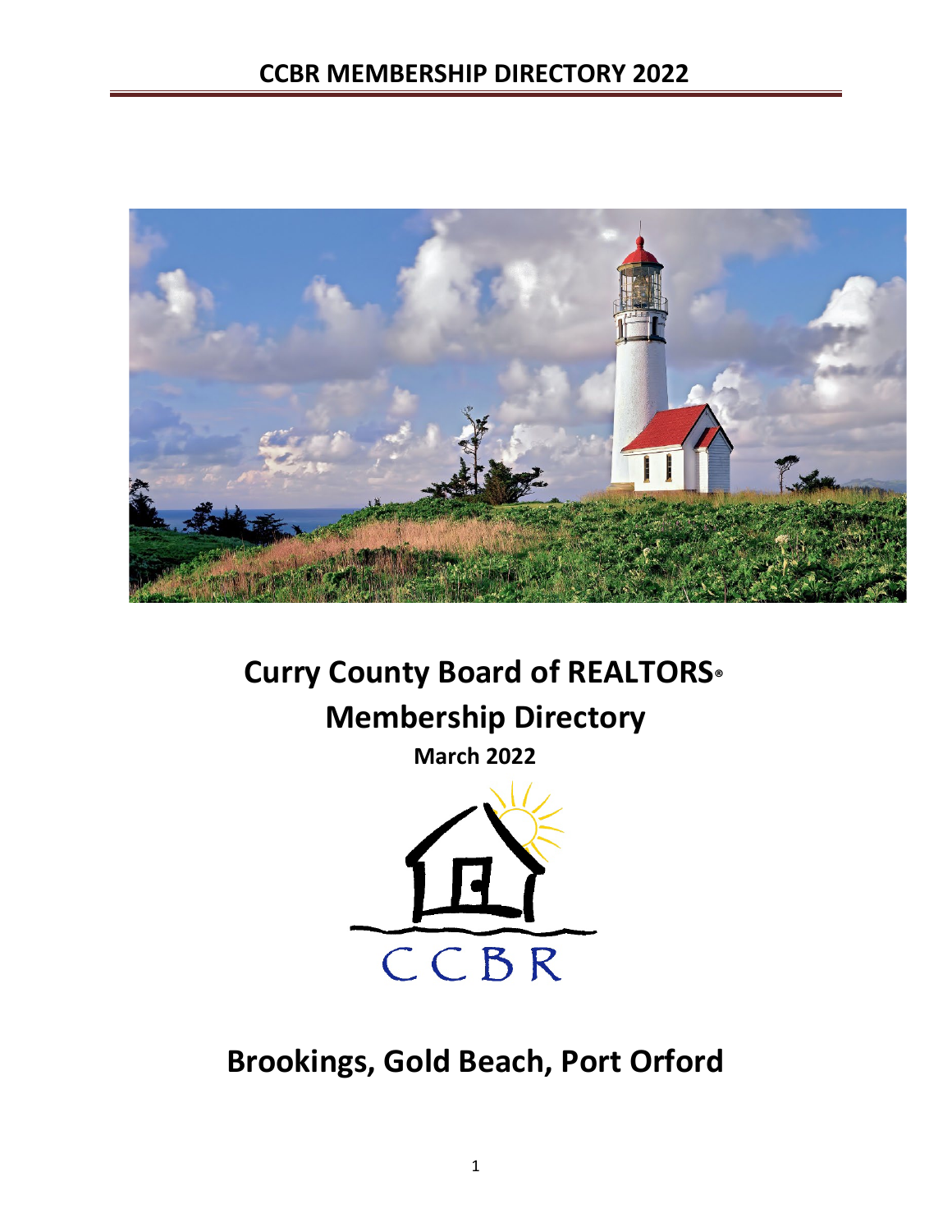# Curry County Board of REALTORS®

## Membership Directory

**March 2022**

CCBR

## Brookings, Gold Beach, Port Orford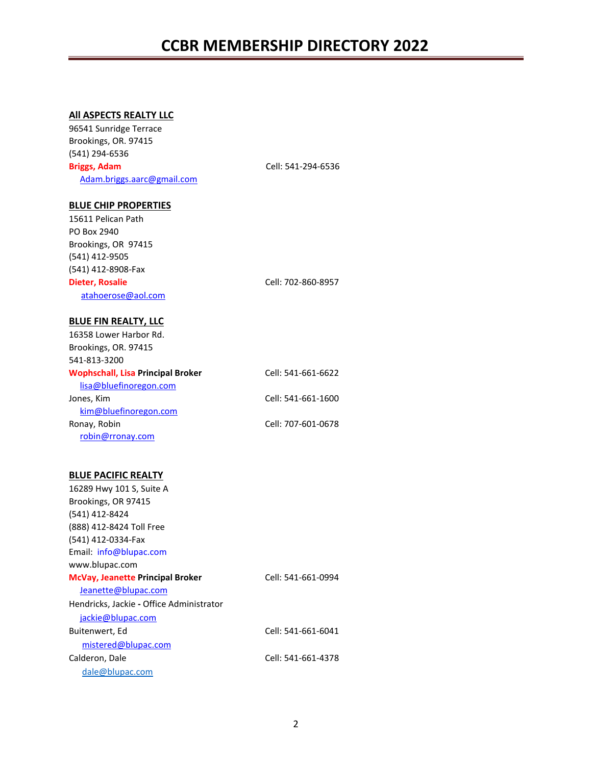# CCBR MEMBERSHIP DIRECTORY 2022

**All ASPECTS REALTY LLC**

96541 Sunridge Terrace
Brookings, OR. 97415
(541) 294-6536

**Briggs, Adam** Cell: 541-294-6536
Adam.briggs.aarc@gmail.com

**BLUE CHIP PROPERTIES**

15611 Pelican Path
PO Box 2940
Brookings, OR 97415
(541) 412-9505
(541) 412-8908-Fax

**Dieter, Rosalie** Cell: 702-860-8957
atahoerose@aol.com

**BLUE FIN REALTY, LLC**

16358 Lower Harbor Rd.
Brookings, OR. 97415
541-813-3200

**Wophschall, Lisa Principal Broker** Cell: 541-661-6622
lisa@bluefinoregon.com

Jones, Kim Cell: 541-661-1600
kim@bluefinoregon.com

Ronay, Robin Cell: 707-601-0678
robin@rronay.com

**BLUE PACIFIC REALTY**

16289 Hwy 101 S, Suite A
Brookings, OR 97415
(541) 412-8424
(888) 412-8424 Toll Free
(541) 412-0334-Fax
Email: info@blupac.com
www.blupac.com

**McVay, Jeanette Principal Broker** Cell: 541-661-0994
Jeanette@blupac.com

Hendricks, Jackie - Office Administrator
jackie@blupac.com

Buitenwert, Ed Cell: 541-661-6041
mistered@blupac.com

Calderon, Dale Cell: 541-661-4378
dale@blupac.com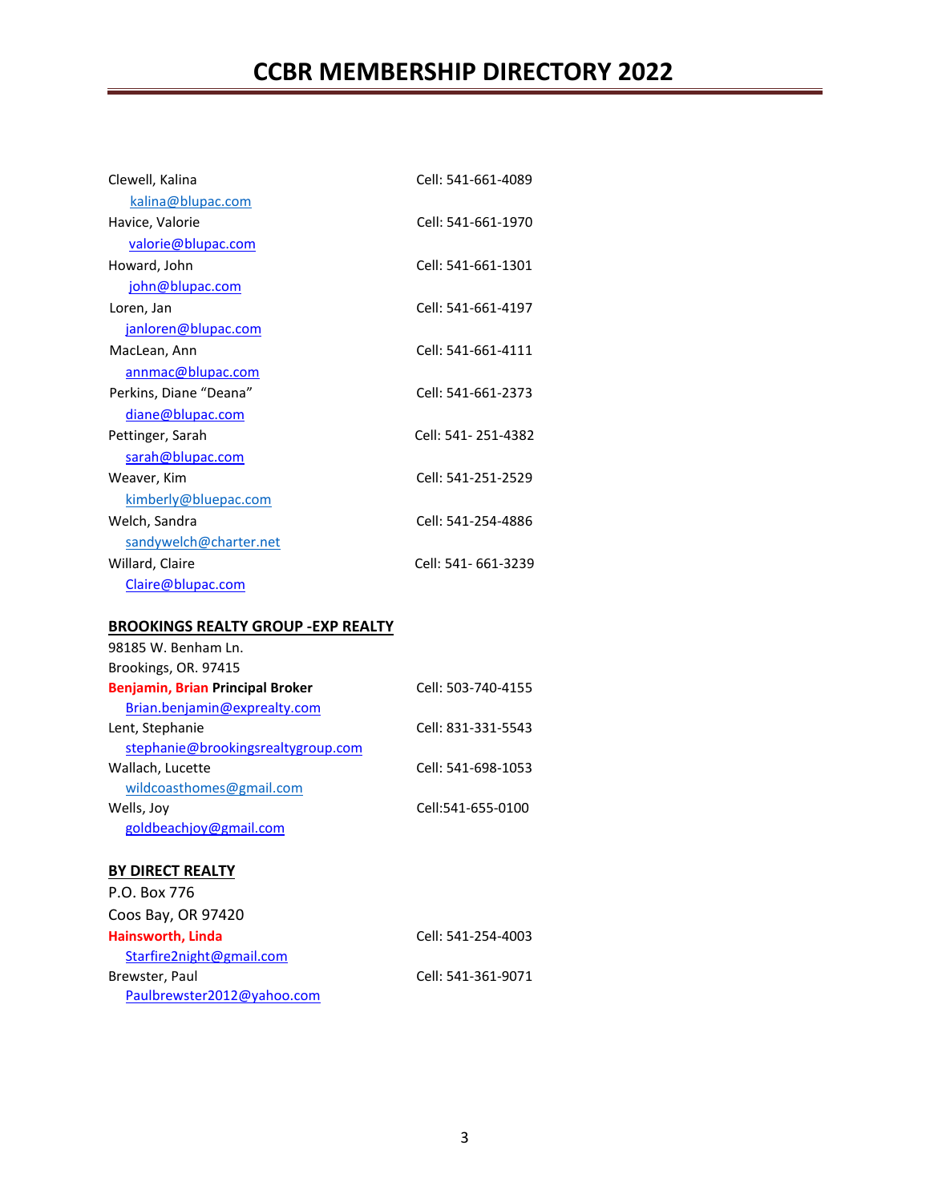Clewell, Kalina Cell: 541-661-4089
kalina@blupac.com

Havice, Valorie Cell: 541-661-1970
valorie@blupac.com

Howard, John Cell: 541-661-1301
john@blupac.com

Loren, Jan Cell: 541-661-4197
janloren@blupac.com

MacLean, Ann Cell: 541-661-4111
annmac@blupac.com

Perkins, Diane “Deana” Cell: 541-661-2373
diane@blupac.com

Pettinger, Sarah Cell: 541- 251-4382
sarah@blupac.com

Weaver, Kim Cell: 541-251-2529
kimberly@bluepac.com

Welch, Sandra Cell: 541-254-4886
sandywelch@charter.net

Willard, Claire Cell: 541- 661-3239
Claire@blupac.com

**BROOKINGS REALTY GROUP -EXP REALTY**

98185 W. Benham Ln.
Brookings, OR. 97415

**Benjamin, Brian Principal Broker** Cell: 503-740-4155
Brian.benjamin@exprealty.com

Lent, Stephanie Cell: 831-331-5543
stephanie@brookingsrealtygroup.com

Wallach, Lucette Cell: 541-698-1053
wildcoasthomes@gmail.com

Wells, Joy Cell:541-655-0100
goldbeachjoy@gmail.com

**BY DIRECT REALTY**

P.O. Box 776
Coos Bay, OR 97420

**Hainsworth, Linda** Cell: 541-254-4003
Starfire2night@gmail.com

Brewster, Paul Cell: 541-361-9071
Paulbrewster2012@yahoo.com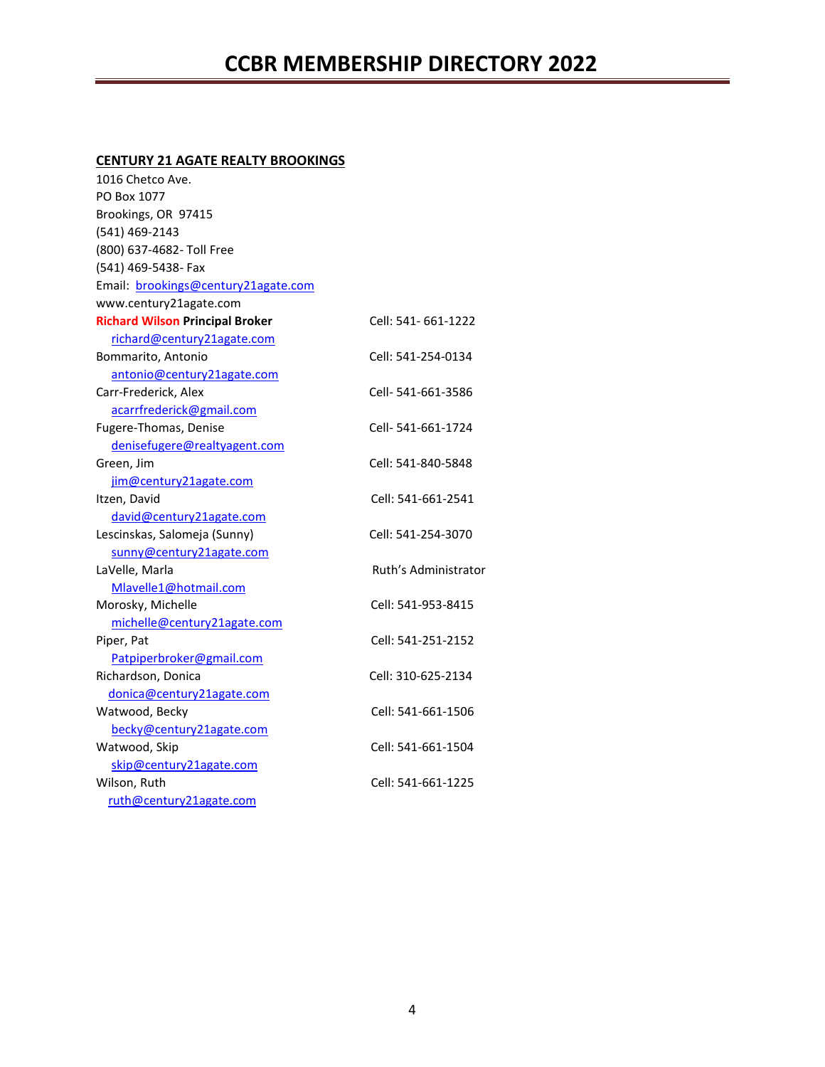# CCBR MEMBERSHIP DIRECTORY 2022

**CENTURY 21 AGATE REALTY BROOKINGS**

1016 Chetco Ave.
PO Box 1077
Brookings, OR 97415
(541) 469-2143
(800) 637-4682- Toll Free
(541) 469-5438- Fax
Email: brookings@century21agate.com
www.century21agate.com

| Name | Contact |
|---|---|
| **Richard Wilson Principal Broker** | Cell: 541- 661-1222 |
| richard@century21agate.com | |
| Bommarito, Antonio | Cell: 541-254-0134 |
| antonio@century21agate.com | |
| Carr-Frederick, Alex | Cell- 541-661-3586 |
| acarrfrederick@gmail.com | |
| Fugere-Thomas, Denise | Cell- 541-661-1724 |
| denisefugere@realtyagent.com | |
| Green, Jim | Cell: 541-840-5848 |
| jim@century21agate.com | |
| Itzen, David | Cell: 541-661-2541 |
| david@century21agate.com | |
| Lescinskas, Salomeja (Sunny) | Cell: 541-254-3070 |
| sunny@century21agate.com | |
| LaVelle, Marla | Ruth's Administrator |
| Mlavelle1@hotmail.com | |
| Morosky, Michelle | Cell: 541-953-8415 |
| michelle@century21agate.com | |
| Piper, Pat | Cell: 541-251-2152 |
| Patpiperbroker@gmail.com | |
| Richardson, Donica | Cell: 310-625-2134 |
| donica@century21agate.com | |
| Watwood, Becky | Cell: 541-661-1506 |
| becky@century21agate.com | |
| Watwood, Skip | Cell: 541-661-1504 |
| skip@century21agate.com | |
| Wilson, Ruth | Cell: 541-661-1225 |
| ruth@century21agate.com | |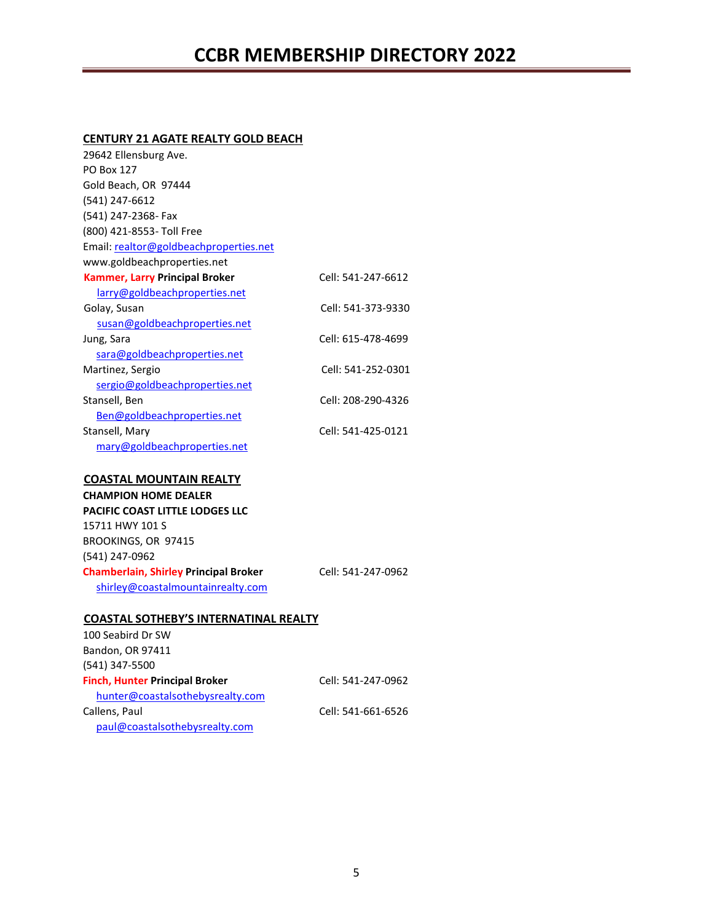# CCBR MEMBERSHIP DIRECTORY 2022

## CENTURY 21 AGATE REALTY GOLD BEACH

29642 Ellensburg Ave.
PO Box 127
Gold Beach, OR 97444
(541) 247-6612
(541) 247-2368- Fax
(800) 421-8553- Toll Free
Email: realtor@goldbeachproperties.net
www.goldbeachproperties.net

**Kammer, Larry Principal Broker** — Cell: 541-247-6612
larry@goldbeachproperties.net

Golay, Susan — Cell: 541-373-9330
susan@goldbeachproperties.net

Jung, Sara — Cell: 615-478-4699
sara@goldbeachproperties.net

Martinez, Sergio — Cell: 541-252-0301
sergio@goldbeachproperties.net

Stansell, Ben — Cell: 208-290-4326
Ben@goldbeachproperties.net

Stansell, Mary — Cell: 541-425-0121
mary@goldbeachproperties.net

## COASTAL MOUNTAIN REALTY

**CHAMPION HOME DEALER**
**PACIFIC COAST LITTLE LODGES LLC**

15711 HWY 101 S
BROOKINGS, OR 97415
(541) 247-0962

**Chamberlain, Shirley Principal Broker** — Cell: 541-247-0962
shirley@coastalmountainrealty.com

## COASTAL SOTHEBY'S INTERNATINAL REALTY

100 Seabird Dr SW
Bandon, OR 97411
(541) 347-5500

**Finch, Hunter Principal Broker** — Cell: 541-247-0962
hunter@coastalsothebysrealty.com

Callens, Paul — Cell: 541-661-6526
paul@coastalsothebysrealty.com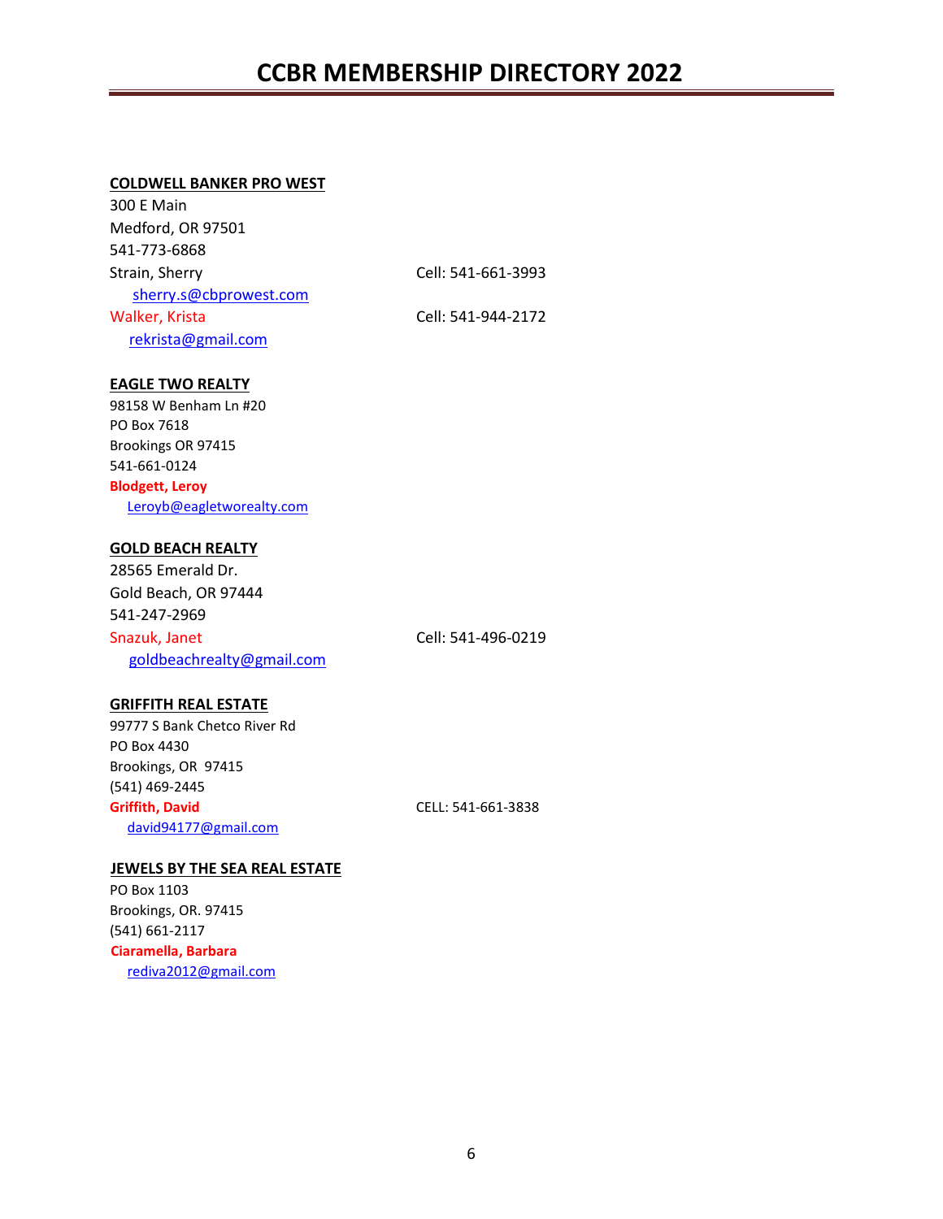**COLDWELL BANKER PRO WEST**

300 E Main
Medford, OR 97501
541-773-6868

Strain, Sherry — Cell: 541-661-3993
sherry.s@cbprowest.com

Walker, Krista — Cell: 541-944-2172
rekrista@gmail.com

**EAGLE TWO REALTY**

98158 W Benham Ln #20
PO Box 7618
Brookings OR 97415
541-661-0124

**Blodgett, Leroy**
Leroyb@eagletworealty.com

**GOLD BEACH REALTY**

28565 Emerald Dr.
Gold Beach, OR 97444
541-247-2969

Snazuk, Janet — Cell: 541-496-0219
goldbeachrealty@gmail.com

**GRIFFITH REAL ESTATE**

99777 S Bank Chetco River Rd
PO Box 4430
Brookings, OR 97415
(541) 469-2445

**Griffith, David** — CELL: 541-661-3838
david94177@gmail.com

**JEWELS BY THE SEA REAL ESTATE**

PO Box 1103
Brookings, OR. 97415
(541) 661-2117

**Ciaramella, Barbara**
rediva2012@gmail.com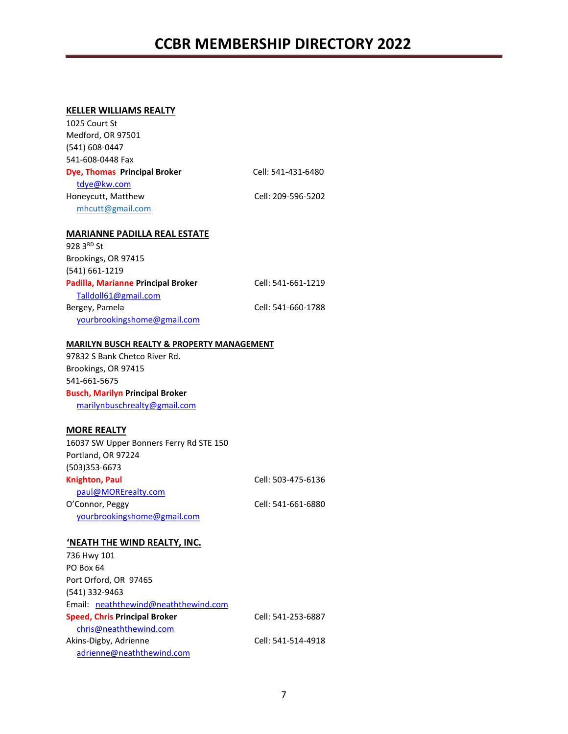**KELLER WILLIAMS REALTY**

1025 Court St
Medford, OR 97501
(541) 608-0447
541-608-0448 Fax

**Dye, Thomas Principal Broker** Cell: 541-431-6480
tdye@kw.com

Honeycutt, Matthew Cell: 209-596-5202
mhcutt@gmail.com

**MARIANNE PADILLA REAL ESTATE**

928 3RD St
Brookings, OR 97415
(541) 661-1219

**Padilla, Marianne Principal Broker** Cell: 541-661-1219
Talldoll61@gmail.com

Bergey, Pamela Cell: 541-660-1788
yourbrookingshome@gmail.com

**MARILYN BUSCH REALTY & PROPERTY MANAGEMENT**

97832 S Bank Chetco River Rd.
Brookings, OR 97415
541-661-5675

**Busch, Marilyn Principal Broker**
marilynbuschrealty@gmail.com

**MORE REALTY**

16037 SW Upper Bonners Ferry Rd STE 150
Portland, OR 97224
(503)353-6673

**Knighton, Paul** Cell: 503-475-6136
paul@MORErealty.com

O'Connor, Peggy Cell: 541-661-6880
yourbrookingshome@gmail.com

**'NEATH THE WIND REALTY, INC.**

736 Hwy 101
PO Box 64
Port Orford, OR 97465
(541) 332-9463
Email: neaththewind@neaththewind.com

**Speed, Chris Principal Broker** Cell: 541-253-6887
chris@neaththewind.com

Akins-Digby, Adrienne Cell: 541-514-4918
adrienne@neaththewind.com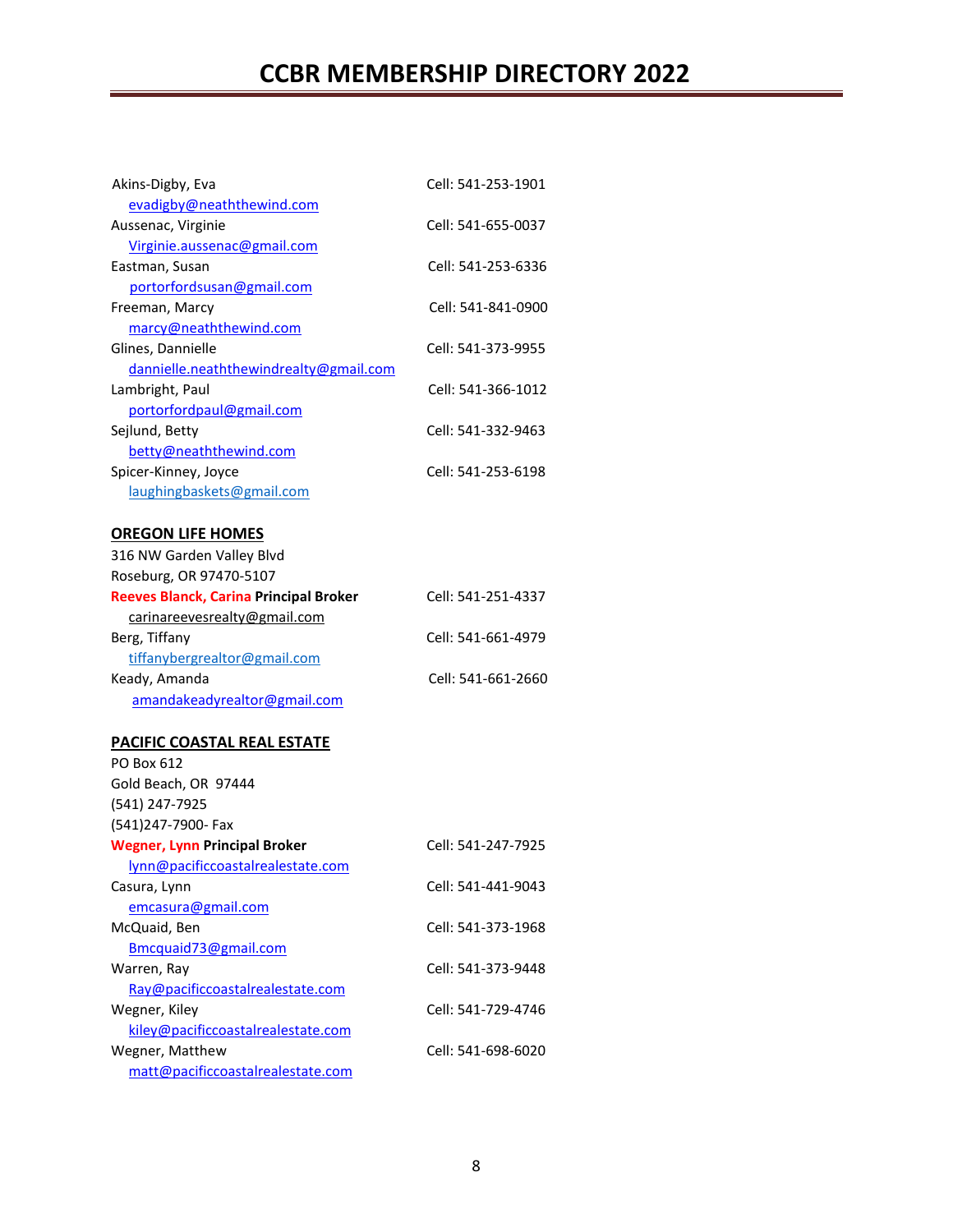Akins-Digby, Eva Cell: 541-253-1901
evadigby@neaththewind.com

Aussenac, Virginie Cell: 541-655-0037
Virginie.aussenac@gmail.com

Eastman, Susan Cell: 541-253-6336
portorfordsusan@gmail.com

Freeman, Marcy Cell: 541-841-0900
marcy@neaththewind.com

Glines, Dannielle Cell: 541-373-9955
dannielle.neaththewindrealty@gmail.com

Lambright, Paul Cell: 541-366-1012
portorfordpaul@gmail.com

Sejlund, Betty Cell: 541-332-9463
betty@neaththewind.com

Spicer-Kinney, Joyce Cell: 541-253-6198
laughingbaskets@gmail.com

**OREGON LIFE HOMES**

316 NW Garden Valley Blvd
Roseburg, OR 97470-5107

**Reeves Blanck, Carina Principal Broker** Cell: 541-251-4337
carinareevesrealty@gmail.com

Berg, Tiffany Cell: 541-661-4979
tiffanybergrealtor@gmail.com

Keady, Amanda Cell: 541-661-2660
amandakeadyrealtor@gmail.com

**PACIFIC COASTAL REAL ESTATE**

PO Box 612
Gold Beach, OR 97444
(541) 247-7925
(541)247-7900- Fax

**Wegner, Lynn Principal Broker** Cell: 541-247-7925
lynn@pacificcoastalrealestate.com

Casura, Lynn Cell: 541-441-9043
emcasura@gmail.com

McQuaid, Ben Cell: 541-373-1968
Bmcquaid73@gmail.com

Warren, Ray Cell: 541-373-9448
Ray@pacificcoastalrealestate.com

Wegner, Kiley Cell: 541-729-4746
kiley@pacificcoastalrealestate.com

Wegner, Matthew Cell: 541-698-6020
matt@pacificcoastalrealestate.com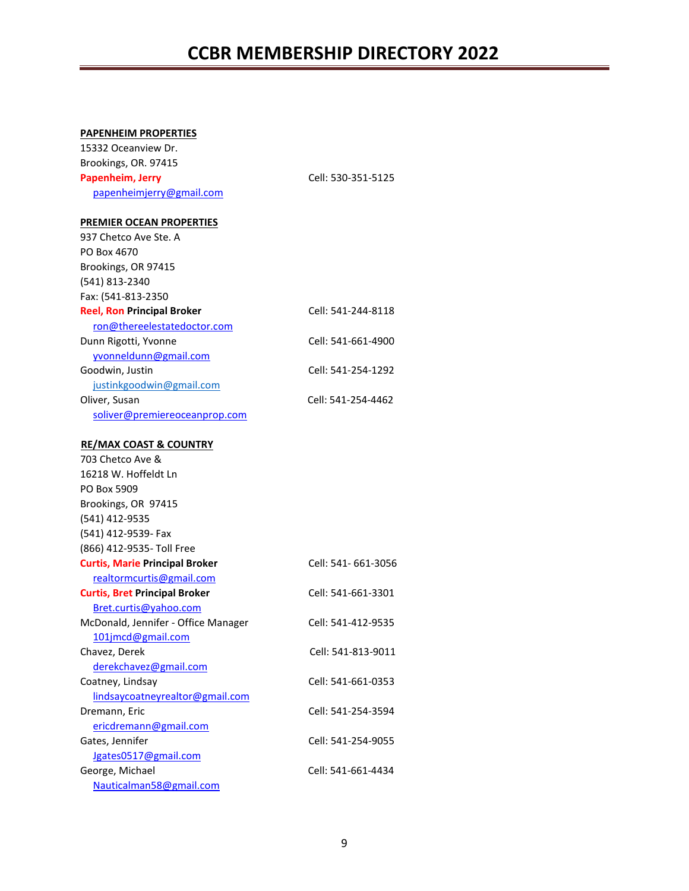**PAPENHEIM PROPERTIES**
15332 Oceanview Dr.
Brookings, OR. 97415

**Papenheim, Jerry** — Cell: 530-351-5125
papenheimjerry@gmail.com

**PREMIER OCEAN PROPERTIES**
937 Chetco Ave Ste. A
PO Box 4670
Brookings, OR 97415
(541) 813-2340
Fax: (541-813-2350

**Reel, Ron Principal Broker** — Cell: 541-244-8118
ron@thereelestatedoctor.com

Dunn Rigotti, Yvonne — Cell: 541-661-4900
yvonneldunn@gmail.com

Goodwin, Justin — Cell: 541-254-1292
justinkgoodwin@gmail.com

Oliver, Susan — Cell: 541-254-4462
soliver@premiereoceanprop.com

**RE/MAX COAST & COUNTRY**
703 Chetco Ave &
16218 W. Hoffeldt Ln
PO Box 5909
Brookings, OR 97415
(541) 412-9535
(541) 412-9539- Fax
(866) 412-9535- Toll Free

**Curtis, Marie Principal Broker** — Cell: 541- 661-3056
realtormcurtis@gmail.com

**Curtis, Bret Principal Broker** — Cell: 541-661-3301
Bret.curtis@yahoo.com

McDonald, Jennifer - Office Manager — Cell: 541-412-9535
101jmcd@gmail.com

Chavez, Derek — Cell: 541-813-9011
derekchavez@gmail.com

Coatney, Lindsay — Cell: 541-661-0353
lindsaycoatneyrealtor@gmail.com

Dremann, Eric — Cell: 541-254-3594
ericdremann@gmail.com

Gates, Jennifer — Cell: 541-254-9055
Jgates0517@gmail.com

George, Michael — Cell: 541-661-4434
Nauticalman58@gmail.com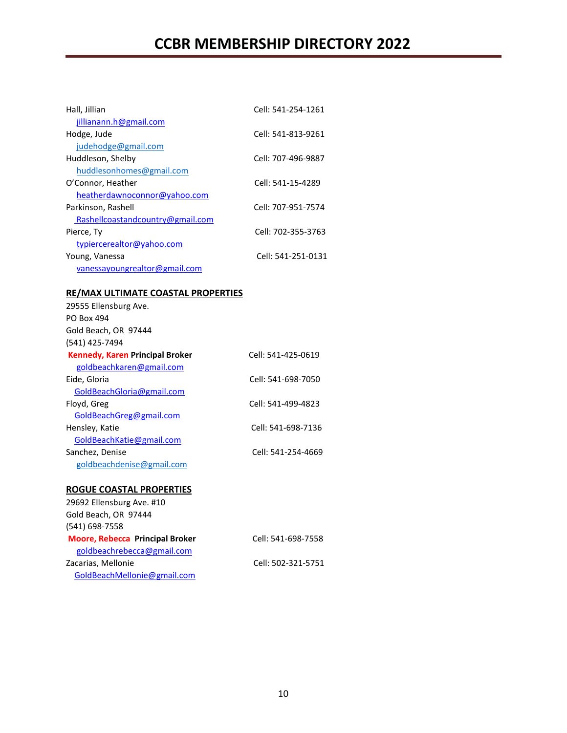Hall, Jillian Cell: 541-254-1261
jillianann.h@gmail.com

Hodge, Jude Cell: 541-813-9261
judehodge@gmail.com

Huddleson, Shelby Cell: 707-496-9887
huddlesonhomes@gmail.com

O'Connor, Heather Cell: 541-15-4289
heatherdawnoconnor@yahoo.com

Parkinson, Rashell Cell: 707-951-7574
Rashellcoastandcountry@gmail.com

Pierce, Ty Cell: 702-355-3763
typiercerealtor@yahoo.com

Young, Vanessa Cell: 541-251-0131
vanessayoungrealtor@gmail.com

## RE/MAX ULTIMATE COASTAL PROPERTIES

29555 Ellensburg Ave.
PO Box 494
Gold Beach, OR 97444
(541) 425-7494

**Kennedy, Karen Principal Broker** Cell: 541-425-0619
goldbeachkaren@gmail.com

Eide, Gloria Cell: 541-698-7050
GoldBeachGloria@gmail.com

Floyd, Greg Cell: 541-499-4823
GoldBeachGreg@gmail.com

Hensley, Katie Cell: 541-698-7136
GoldBeachKatie@gmail.com

Sanchez, Denise Cell: 541-254-4669
goldbeachdenise@gmail.com

## ROGUE COASTAL PROPERTIES

29692 Ellensburg Ave. #10
Gold Beach, OR 97444
(541) 698-7558

**Moore, Rebecca Principal Broker** Cell: 541-698-7558
goldbeachrebecca@gmail.com

Zacarias, Mellonie Cell: 502-321-5751
GoldBeachMellonie@gmail.com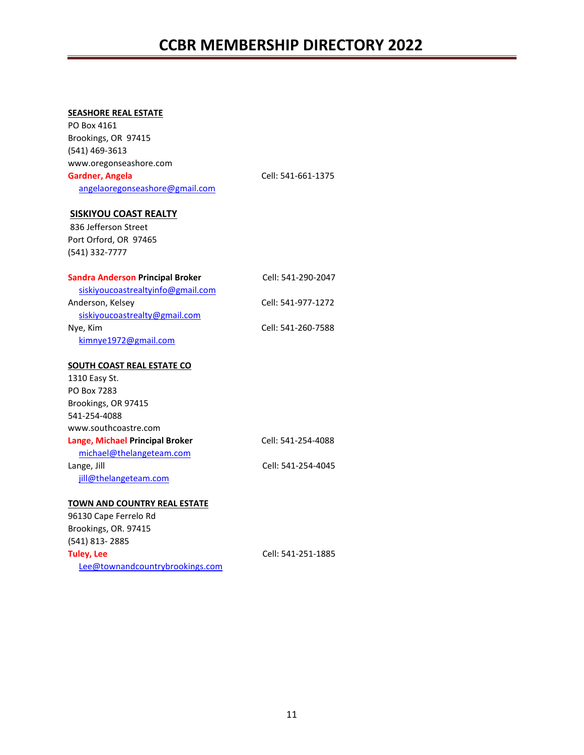**SEASHORE REAL ESTATE**
PO Box 4161
Brookings, OR 97415
(541) 469-3613
www.oregonseashore.com

**Gardner, Angela** Cell: 541-661-1375
angelaoregonseashore@gmail.com

**SISKIYOU COAST REALTY**
836 Jefferson Street
Port Orford, OR 97465
(541) 332-7777

**Sandra Anderson Principal Broker** Cell: 541-290-2047
siskiyoucoastrealtyinfo@gmail.com

Anderson, Kelsey Cell: 541-977-1272
siskiyoucoastrealty@gmail.com

Nye, Kim Cell: 541-260-7588
kimnye1972@gmail.com

**SOUTH COAST REAL ESTATE CO**
1310 Easy St.
PO Box 7283
Brookings, OR 97415
541-254-4088
www.southcoastre.com

**Lange, Michael Principal Broker** Cell: 541-254-4088
michael@thelangeteam.com

Lange, Jill Cell: 541-254-4045
jill@thelangeteam.com

**TOWN AND COUNTRY REAL ESTATE**
96130 Cape Ferrelo Rd
Brookings, OR. 97415
(541) 813- 2885

**Tuley, Lee** Cell: 541-251-1885
Lee@townandcountrybrookings.com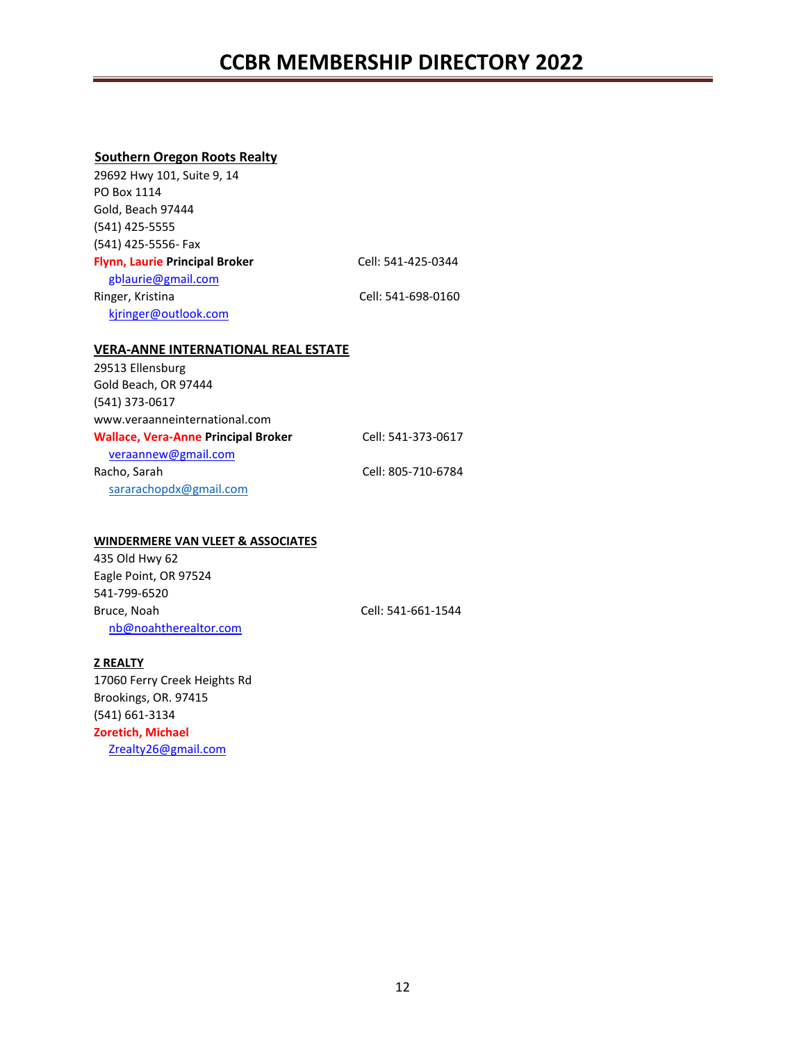## Southern Oregon Roots Realty

29692 Hwy 101, Suite 9, 14
PO Box 1114
Gold, Beach 97444
(541) 425-5555
(541) 425-5556- Fax

**Flynn, Laurie Principal Broker** Cell: 541-425-0344
gblaurie@gmail.com

Ringer, Kristina Cell: 541-698-0160
kjringer@outlook.com

## VERA-ANNE INTERNATIONAL REAL ESTATE

29513 Ellensburg
Gold Beach, OR 97444
(541) 373-0617
www.veraanneinternational.com

**Wallace, Vera-Anne Principal Broker** Cell: 541-373-0617
veraannew@gmail.com

Racho, Sarah Cell: 805-710-6784
softarachopdx@gmail.com

## WINDERMERE VAN VLEET & ASSOCIATES

435 Old Hwy 62
Eagle Point, OR 97524
541-799-6520

Bruce, Noah Cell: 541-661-1544
nb@noahtherealtor.com

## Z REALTY

17060 Ferry Creek Heights Rd
Brookings, OR. 97415
(541) 661-3134

**Zoretich, Michael**
Zrealty26@gmail.com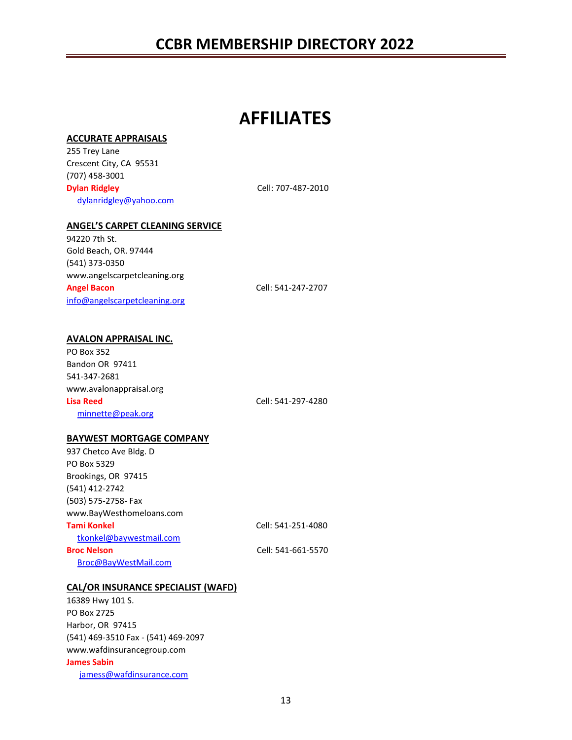# AFFILIATES

**ACCURATE APPRAISALS**
255 Trey Lane
Crescent City, CA 95531
(707) 458-3001
**Dylan Ridgley** Cell: 707-487-2010
dylanridgley@yahoo.com

**ANGEL'S CARPET CLEANING SERVICE**
94220 7th St.
Gold Beach, OR. 97444
(541) 373-0350
www.angelscarpetcleaning.org
**Angel Bacon** Cell: 541-247-2707
info@angelscarpetcleaning.org

**AVALON APPRAISAL INC.**
PO Box 352
Bandon OR 97411
541-347-2681
www.avalonappraisal.org
**Lisa Reed** Cell: 541-297-4280
minnette@peak.org

**BAYWEST MORTGAGE COMPANY**
937 Chetco Ave Bldg. D
PO Box 5329
Brookings, OR 97415
(541) 412-2742
(503) 575-2758- Fax
www.BayWesthomeloans.com
**Tami Konkel** Cell: 541-251-4080
tkonkel@baywestmail.com
**Broc Nelson** Cell: 541-661-5570
Broc@BayWestMail.com

**CAL/OR INSURANCE SPECIALIST (WAFD)**
16389 Hwy 101 S.
PO Box 2725
Harbor, OR 97415
(541) 469-3510 Fax - (541) 469-2097
www.wafdinsurancegroup.com
**James Sabin**
jamess@wafdinsurance.com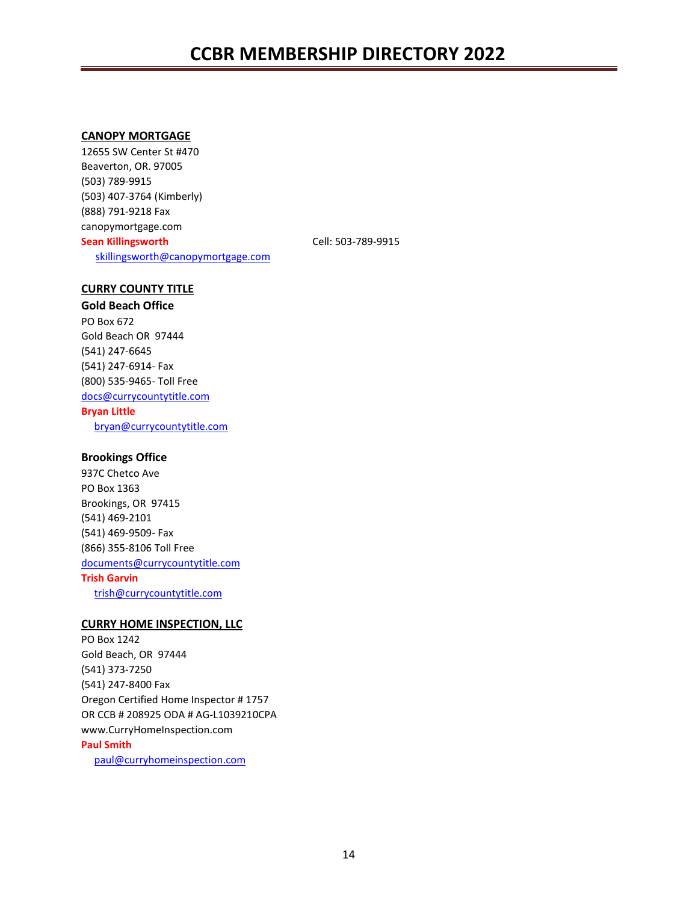**CANOPY MORTGAGE**

12655 SW Center St #470
Beaverton, OR. 97005
(503) 789-9915
(503) 407-3764 (Kimberly)
(888) 791-9218 Fax
canopymortgage.com

**Sean Killingsworth** Cell: 503-789-9915

skillingsworth@canopymortgage.com

**CURRY COUNTY TITLE**

**Gold Beach Office**

PO Box 672
Gold Beach OR 97444
(541) 247-6645
(541) 247-6914- Fax
(800) 535-9465- Toll Free
docs@currycountytitle.com

**Bryan Little**

bryan@currycountytitle.com

**Brookings Office**

937C Chetco Ave
PO Box 1363
Brookings, OR 97415
(541) 469-2101
(541) 469-9509- Fax
(866) 355-8106 Toll Free
documents@currycountytitle.com

**Trish Garvin**

trish@currycountytitle.com

**CURRY HOME INSPECTION, LLC**

PO Box 1242
Gold Beach, OR 97444
(541) 373-7250
(541) 247-8400 Fax
Oregon Certified Home Inspector # 1757
OR CCB # 208925 ODA # AG-L1039210CPA
www.CurryHomeInspection.com

**Paul Smith**

paul@curryhomeinspection.com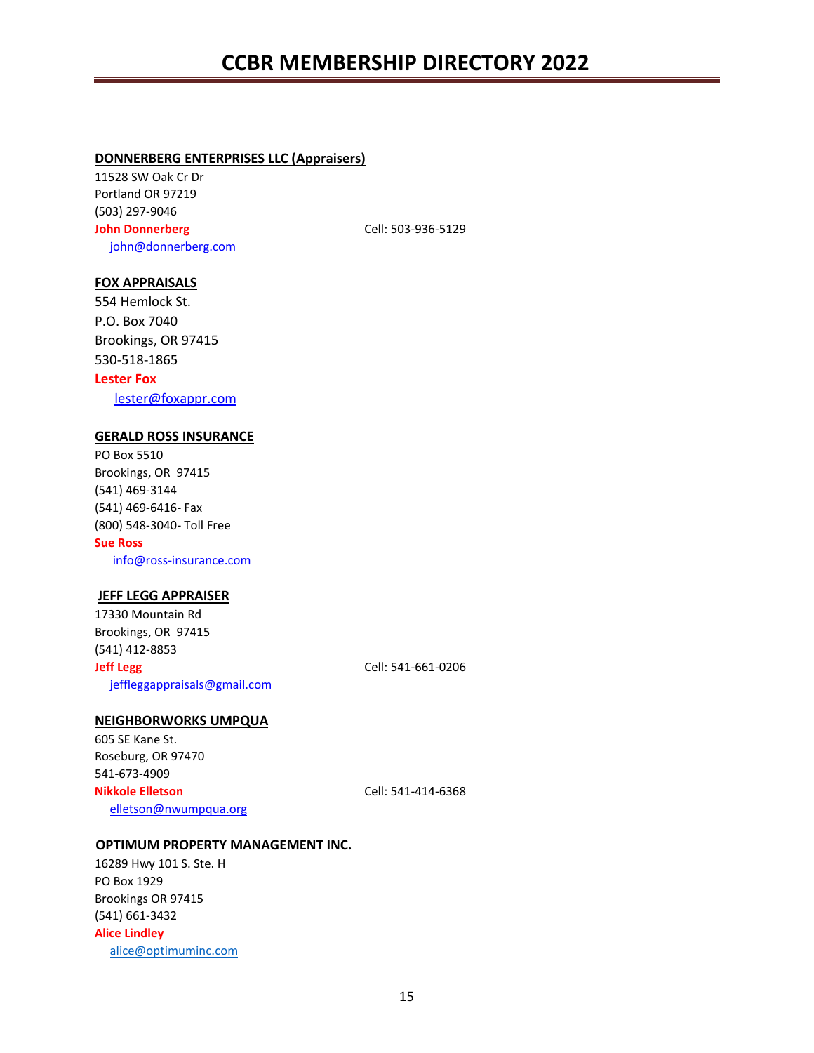# CCBR MEMBERSHIP DIRECTORY 2022

**DONNERBERG ENTERPRISES LLC (Appraisers)**

11528 SW Oak Cr Dr
Portland OR 97219
(503) 297-9046
**John Donnerberg** Cell: 503-936-5129
john@donnerberg.com

**FOX APPRAISALS**

554 Hemlock St.
P.O. Box 7040
Brookings, OR 97415
530-518-1865
**Lester Fox**
lester@foxappr.com

**GERALD ROSS INSURANCE**

PO Box 5510
Brookings, OR 97415
(541) 469-3144
(541) 469-6416- Fax
(800) 548-3040- Toll Free
**Sue Ross**
info@ross-insurance.com

**JEFF LEGG APPRAISER**

17330 Mountain Rd
Brookings, OR 97415
(541) 412-8853
**Jeff Legg** Cell: 541-661-0206
jeffleggappraisals@gmail.com

**NEIGHBORWORKS UMPQUA**

605 SE Kane St.
Roseburg, OR 97470
541-673-4909
**Nikkole Elletson** Cell: 541-414-6368
elletson@nwumpqua.org

**OPTIMUM PROPERTY MANAGEMENT INC.**

16289 Hwy 101 S. Ste. H
PO Box 1929
Brookings OR 97415
(541) 661-3432
**Alice Lindley**
alice@optimuminc.com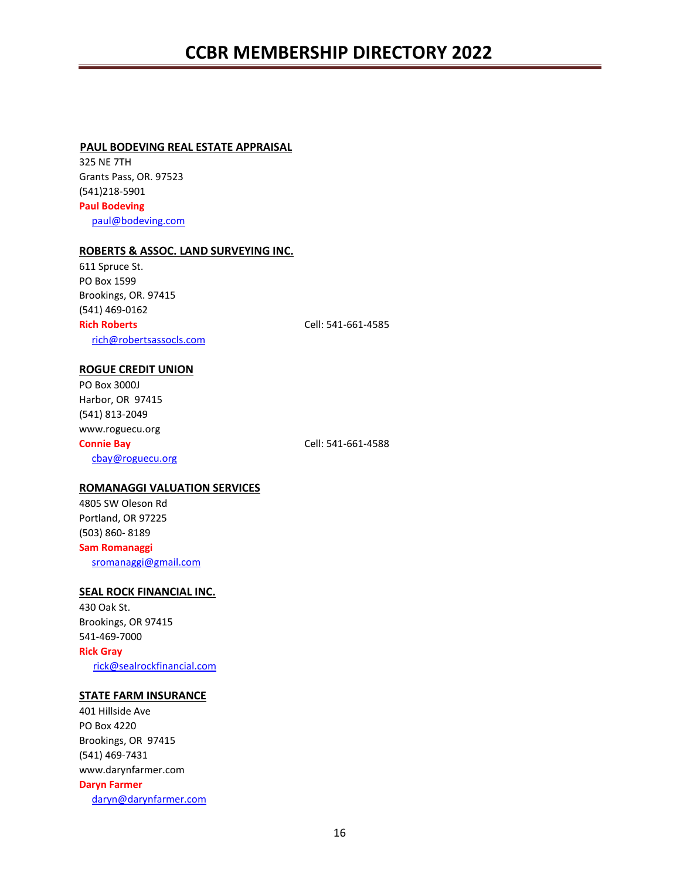**PAUL BODEVING REAL ESTATE APPRAISAL**

325 NE 7TH
Grants Pass, OR. 97523
(541)218-5901
**Paul Bodeving**
paul@bodeving.com

**ROBERTS & ASSOC. LAND SURVEYING INC.**

611 Spruce St.
PO Box 1599
Brookings, OR. 97415
(541) 469-0162
**Rich Roberts** Cell: 541-661-4585
rich@robertsassocls.com

**ROGUE CREDIT UNION**

PO Box 3000J
Harbor, OR 97415
(541) 813-2049
www.roguecu.org
**Connie Bay** Cell: 541-661-4588
cbay@roguecu.org

**ROMANAGGI VALUATION SERVICES**

4805 SW Oleson Rd
Portland, OR 97225
(503) 860- 8189
**Sam Romanaggi**
sromanaggi@gmail.com

**SEAL ROCK FINANCIAL INC.**

430 Oak St.
Brookings, OR 97415
541-469-7000
**Rick Gray**
rick@sealrockfinancial.com

**STATE FARM INSURANCE**

401 Hillside Ave
PO Box 4220
Brookings, OR 97415
(541) 469-7431
www.darynfarmer.com
**Daryn Farmer**
daryn@darynfarmer.com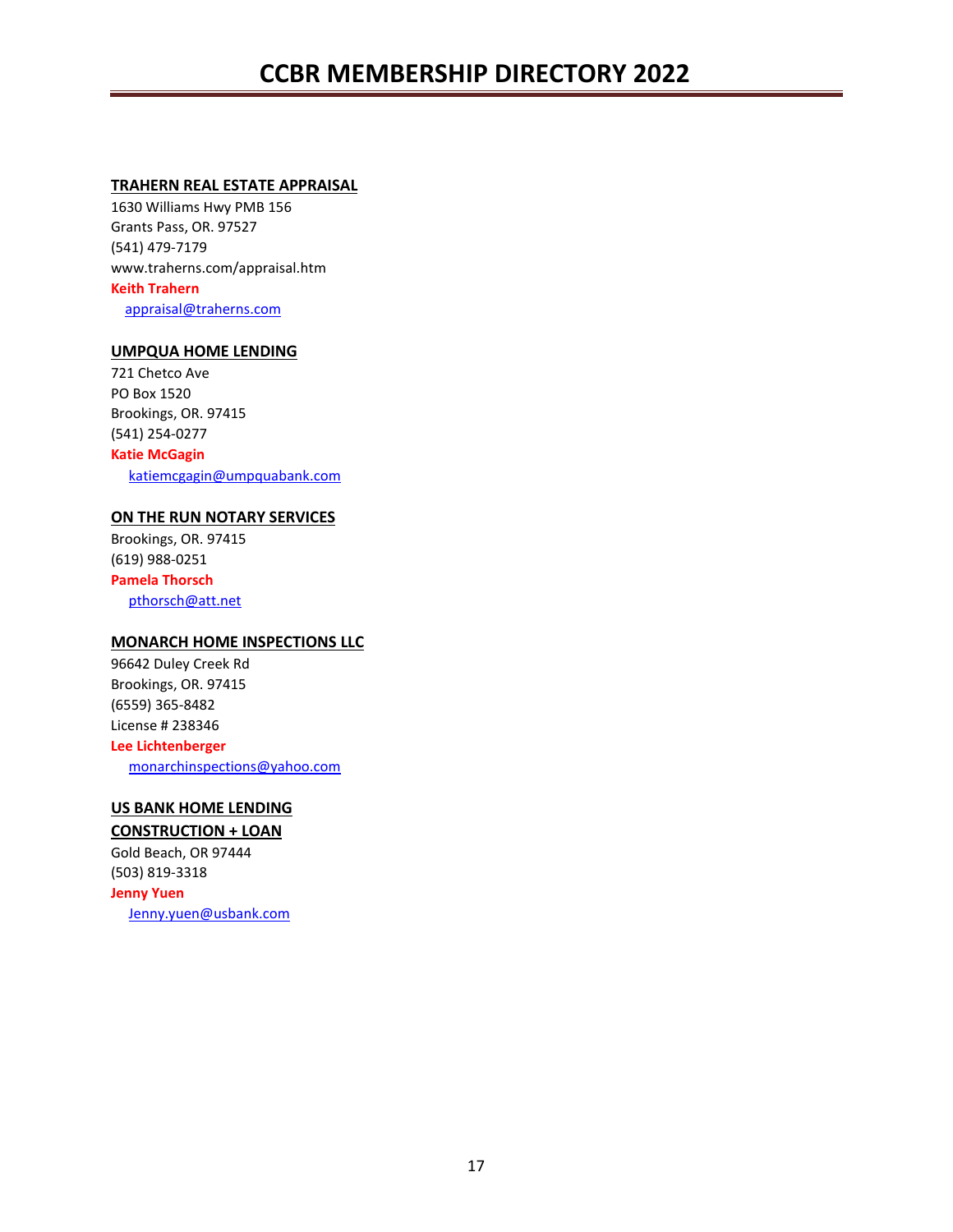**TRAHERN REAL ESTATE APPRAISAL**

1630 Williams Hwy PMB 156
Grants Pass, OR. 97527
(541) 479-7179
www.traherns.com/appraisal.htm
**Keith Trahern**
appraisal@traherns.com

**UMPQUA HOME LENDING**

721 Chetco Ave
PO Box 1520
Brookings, OR. 97415
(541) 254-0277
**Katie McGagin**
katiemcgagin@umpquabank.com

**ON THE RUN NOTARY SERVICES**

Brookings, OR. 97415
(619) 988-0251
**Pamela Thorsch**
pthorsch@att.net

**MONARCH HOME INSPECTIONS LLC**

96642 Duley Creek Rd
Brookings, OR. 97415
(6559) 365-8482
License # 238346
**Lee Lichtenberger**
monarchinspections@yahoo.com

**US BANK HOME LENDING**
**CONSTRUCTION + LOAN**

Gold Beach, OR 97444
(503) 819-3318
**Jenny Yuen**
Jenny.yuen@usbank.com